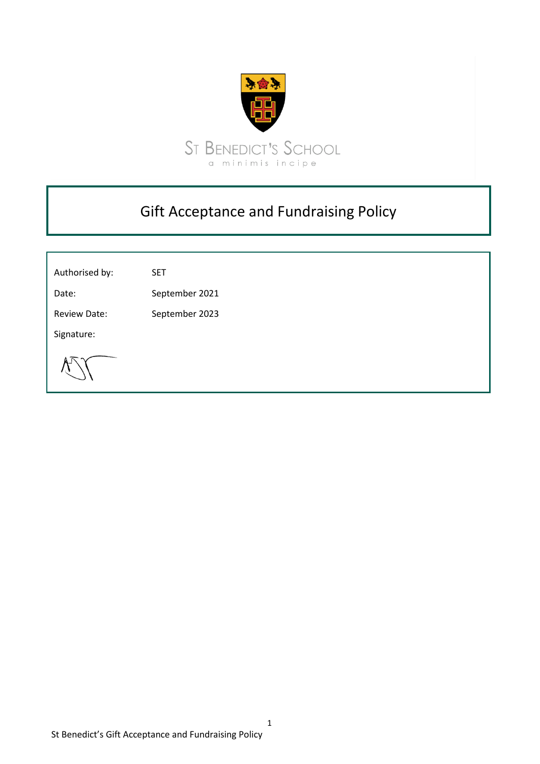ST BENEDICT'S SCHOOL

a minimis incipe

# Gift Acceptance and Fundraising Policy

| | |
|---|---|
| Authorised by: | SET |
| Date: | September 2021 |
| Review Date: | September 2023 |
| Signature: | |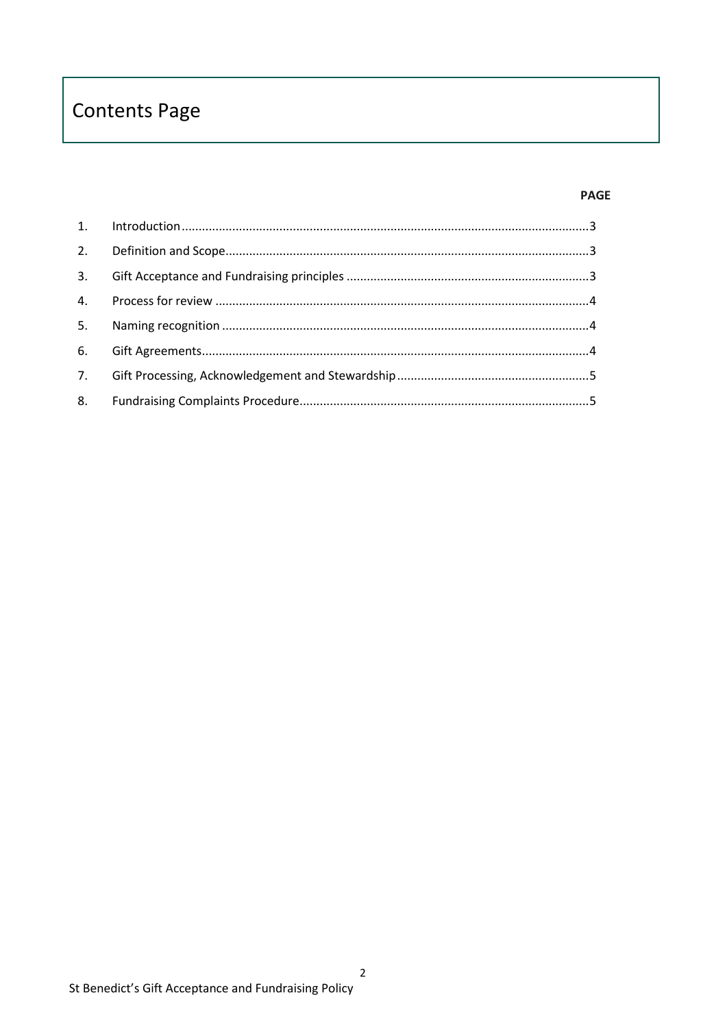# Contents Page

| | | PAGE |
|---|---|---|
| 1. | Introduction | 3 |
| 2. | Definition and Scope | 3 |
| 3. | Gift Acceptance and Fundraising principles | 3 |
| 4. | Process for review | 4 |
| 5. | Naming recognition | 4 |
| 6. | Gift Agreements | 4 |
| 7. | Gift Processing, Acknowledgement and Stewardship | 5 |
| 8. | Fundraising Complaints Procedure | 5 |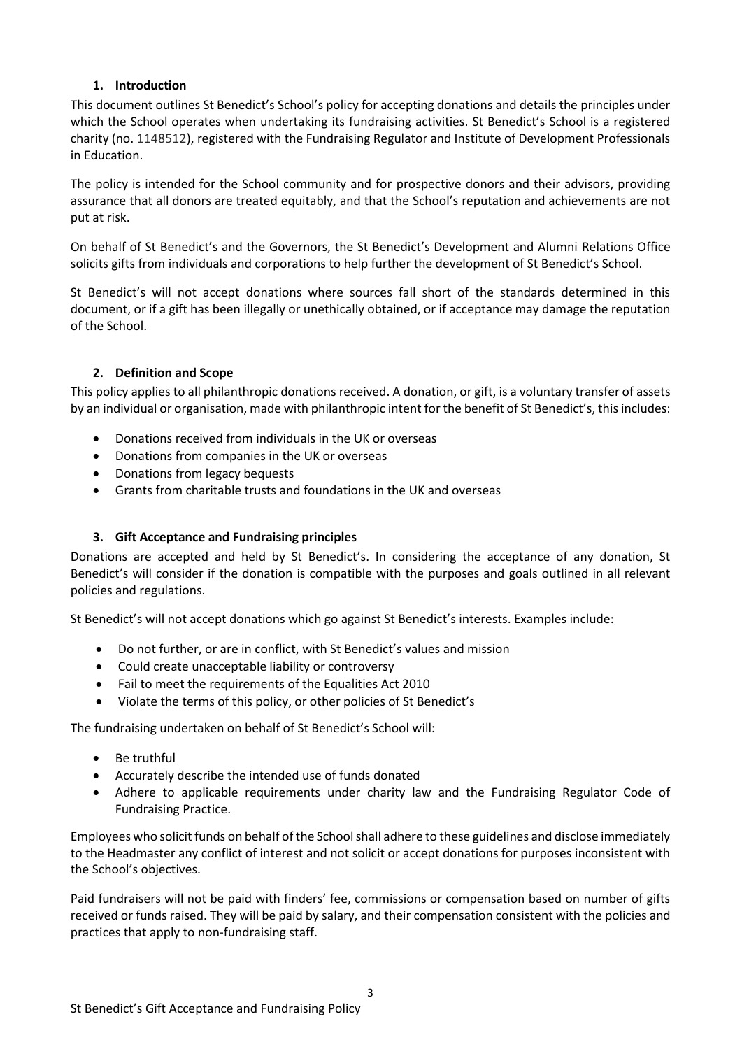## 1. Introduction

This document outlines St Benedict's School's policy for accepting donations and details the principles under which the School operates when undertaking its fundraising activities. St Benedict's School is a registered charity (no. 1148512), registered with the Fundraising Regulator and Institute of Development Professionals in Education.

The policy is intended for the School community and for prospective donors and their advisors, providing assurance that all donors are treated equitably, and that the School's reputation and achievements are not put at risk.

On behalf of St Benedict's and the Governors, the St Benedict's Development and Alumni Relations Office solicits gifts from individuals and corporations to help further the development of St Benedict's School.

St Benedict's will not accept donations where sources fall short of the standards determined in this document, or if a gift has been illegally or unethically obtained, or if acceptance may damage the reputation of the School.

## 2. Definition and Scope

This policy applies to all philanthropic donations received. A donation, or gift, is a voluntary transfer of assets by an individual or organisation, made with philanthropic intent for the benefit of St Benedict's, this includes:

- Donations received from individuals in the UK or overseas
- Donations from companies in the UK or overseas
- Donations from legacy bequests
- Grants from charitable trusts and foundations in the UK and overseas

## 3. Gift Acceptance and Fundraising principles

Donations are accepted and held by St Benedict's. In considering the acceptance of any donation, St Benedict's will consider if the donation is compatible with the purposes and goals outlined in all relevant policies and regulations.

St Benedict's will not accept donations which go against St Benedict's interests. Examples include:

- Do not further, or are in conflict, with St Benedict's values and mission
- Could create unacceptable liability or controversy
- Fail to meet the requirements of the Equalities Act 2010
- Violate the terms of this policy, or other policies of St Benedict's

The fundraising undertaken on behalf of St Benedict's School will:

- Be truthful
- Accurately describe the intended use of funds donated
- Adhere to applicable requirements under charity law and the Fundraising Regulator Code of Fundraising Practice.

Employees who solicit funds on behalf of the School shall adhere to these guidelines and disclose immediately to the Headmaster any conflict of interest and not solicit or accept donations for purposes inconsistent with the School's objectives.

Paid fundraisers will not be paid with finders' fee, commissions or compensation based on number of gifts received or funds raised. They will be paid by salary, and their compensation consistent with the policies and practices that apply to non-fundraising staff.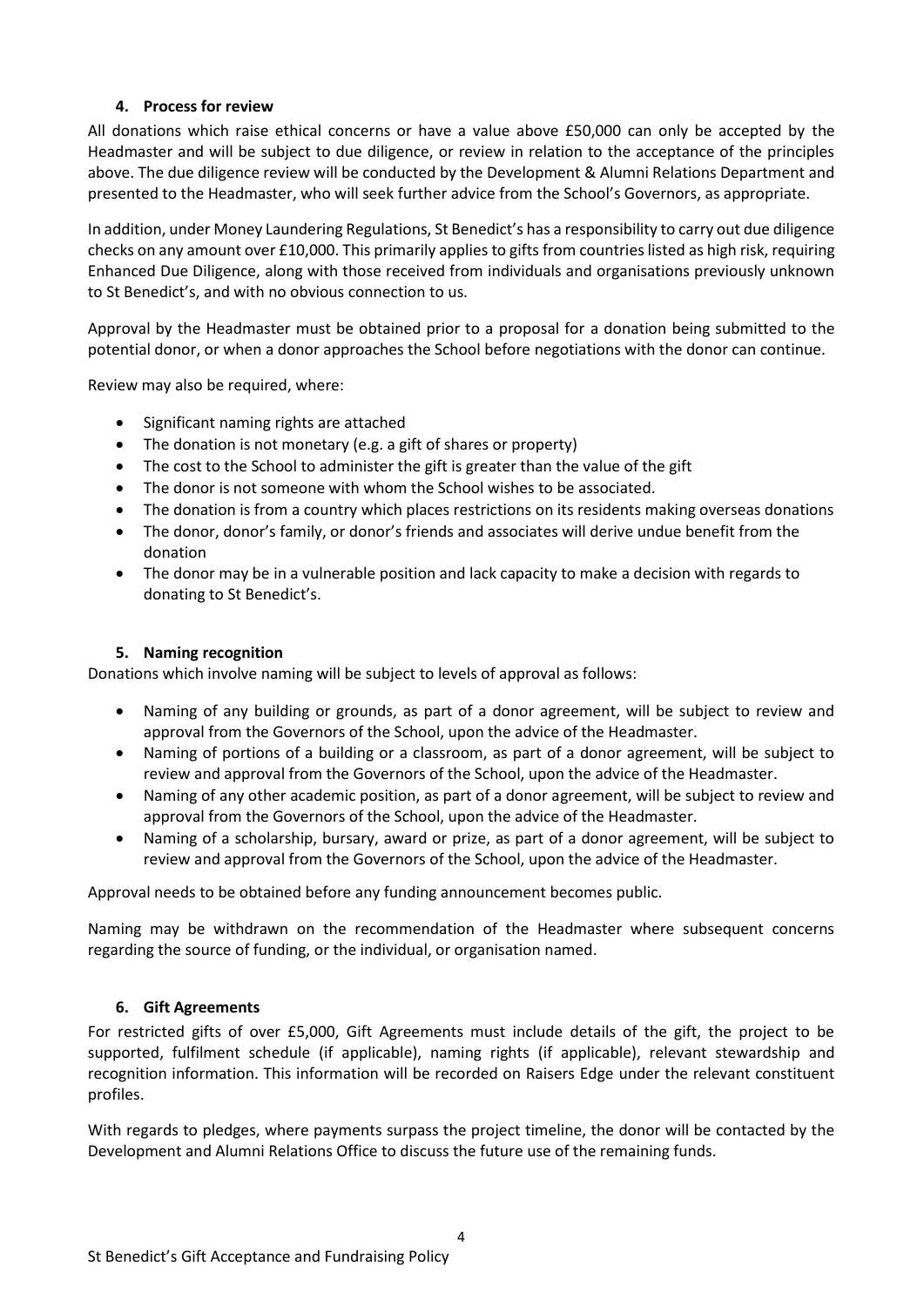## 4. Process for review

All donations which raise ethical concerns or have a value above £50,000 can only be accepted by the Headmaster and will be subject to due diligence, or review in relation to the acceptance of the principles above. The due diligence review will be conducted by the Development & Alumni Relations Department and presented to the Headmaster, who will seek further advice from the School's Governors, as appropriate.

In addition, under Money Laundering Regulations, St Benedict's has a responsibility to carry out due diligence checks on any amount over £10,000. This primarily applies to gifts from countries listed as high risk, requiring Enhanced Due Diligence, along with those received from individuals and organisations previously unknown to St Benedict's, and with no obvious connection to us.

Approval by the Headmaster must be obtained prior to a proposal for a donation being submitted to the potential donor, or when a donor approaches the School before negotiations with the donor can continue.

Review may also be required, where:

- Significant naming rights are attached
- The donation is not monetary (e.g. a gift of shares or property)
- The cost to the School to administer the gift is greater than the value of the gift
- The donor is not someone with whom the School wishes to be associated.
- The donation is from a country which places restrictions on its residents making overseas donations
- The donor, donor's family, or donor's friends and associates will derive undue benefit from the donation
- The donor may be in a vulnerable position and lack capacity to make a decision with regards to donating to St Benedict's.

## 5. Naming recognition

Donations which involve naming will be subject to levels of approval as follows:

- Naming of any building or grounds, as part of a donor agreement, will be subject to review and approval from the Governors of the School, upon the advice of the Headmaster.
- Naming of portions of a building or a classroom, as part of a donor agreement, will be subject to review and approval from the Governors of the School, upon the advice of the Headmaster.
- Naming of any other academic position, as part of a donor agreement, will be subject to review and approval from the Governors of the School, upon the advice of the Headmaster.
- Naming of a scholarship, bursary, award or prize, as part of a donor agreement, will be subject to review and approval from the Governors of the School, upon the advice of the Headmaster.

Approval needs to be obtained before any funding announcement becomes public.

Naming may be withdrawn on the recommendation of the Headmaster where subsequent concerns regarding the source of funding, or the individual, or organisation named.

## 6. Gift Agreements

For restricted gifts of over £5,000, Gift Agreements must include details of the gift, the project to be supported, fulfilment schedule (if applicable), naming rights (if applicable), relevant stewardship and recognition information. This information will be recorded on Raisers Edge under the relevant constituent profiles.

With regards to pledges, where payments surpass the project timeline, the donor will be contacted by the Development and Alumni Relations Office to discuss the future use of the remaining funds.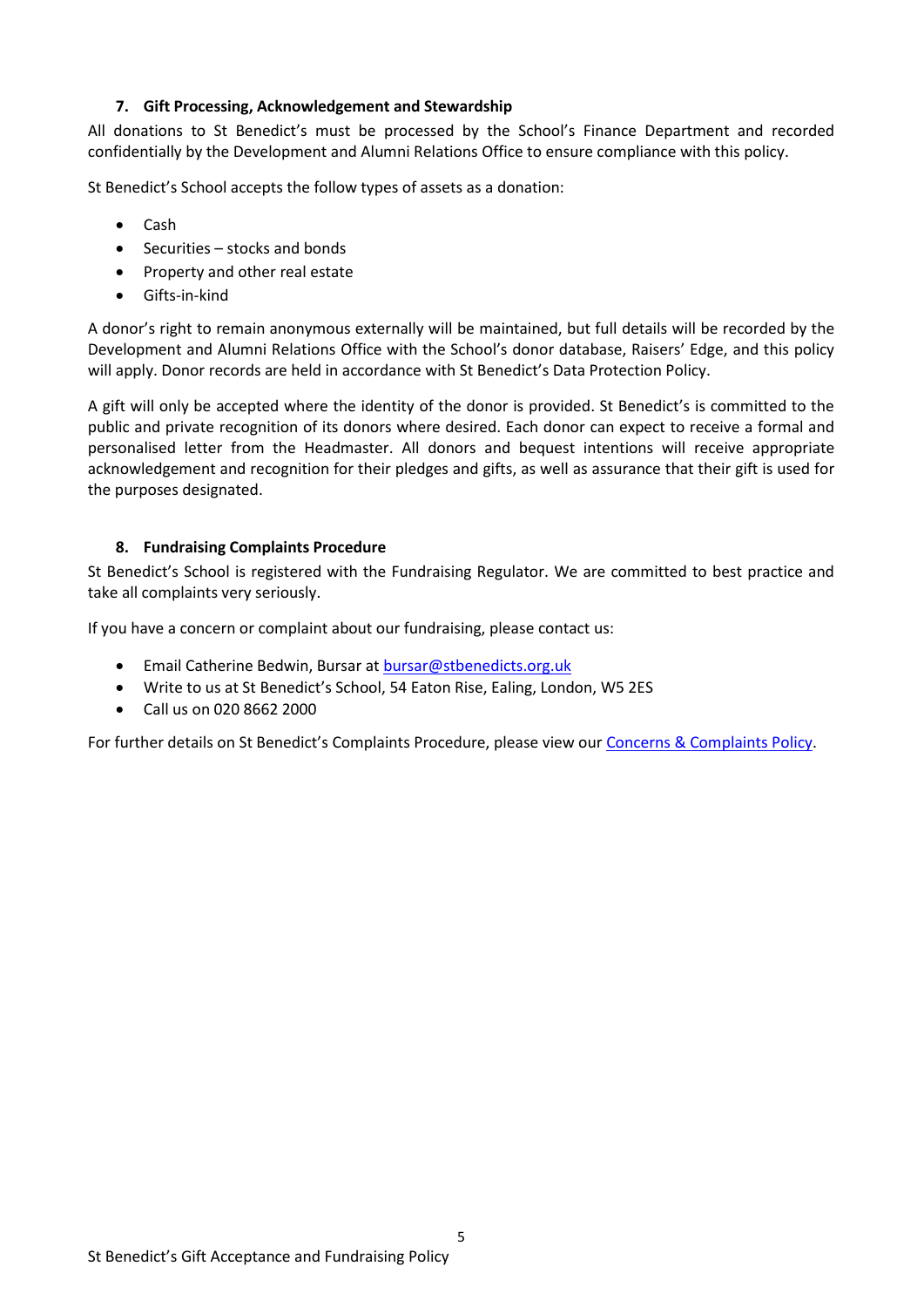## 7. Gift Processing, Acknowledgement and Stewardship

All donations to St Benedict's must be processed by the School's Finance Department and recorded confidentially by the Development and Alumni Relations Office to ensure compliance with this policy.

St Benedict's School accepts the follow types of assets as a donation:

- Cash
- Securities – stocks and bonds
- Property and other real estate
- Gifts-in-kind

A donor's right to remain anonymous externally will be maintained, but full details will be recorded by the Development and Alumni Relations Office with the School's donor database, Raisers' Edge, and this policy will apply. Donor records are held in accordance with St Benedict's Data Protection Policy.

A gift will only be accepted where the identity of the donor is provided. St Benedict's is committed to the public and private recognition of its donors where desired. Each donor can expect to receive a formal and personalised letter from the Headmaster. All donors and bequest intentions will receive appropriate acknowledgement and recognition for their pledges and gifts, as well as assurance that their gift is used for the purposes designated.

## 8. Fundraising Complaints Procedure

St Benedict's School is registered with the Fundraising Regulator. We are committed to best practice and take all complaints very seriously.

If you have a concern or complaint about our fundraising, please contact us:

- Email Catherine Bedwin, Bursar at bursar@stbenedicts.org.uk
- Write to us at St Benedict's School, 54 Eaton Rise, Ealing, London, W5 2ES
- Call us on 020 8662 2000

For further details on St Benedict's Complaints Procedure, please view our Concerns & Complaints Policy.